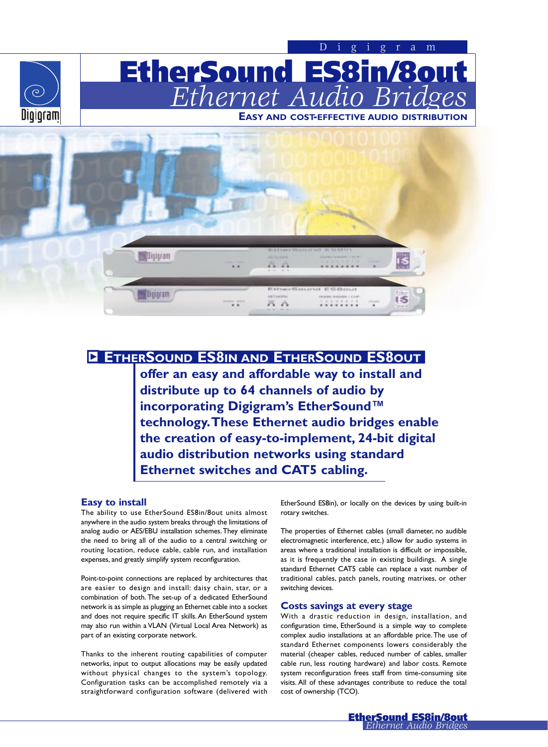Digigram

# EtherSound ES8in/8out

## *Ethernet Audio Bridges*

**EASY AND COST-EFFECTIVE AUDIO DISTRIBUTION**

## ETHERSOUND ES8IN AND ETHERSOUND ES8OUT

**offer an easy and affordable way to install and distribute up to 64 channels of audio by incorporating Digigram's EtherSound™ technology. These Ethernet audio bridges enable the creation of easy-to-implement, 24-bit digital audio distribution networks using standard Ethernet switches and CAT5 cabling.**

### Easy to install

The ability to use EtherSound ES8in/8out units almost anywhere in the audio system breaks through the limitations of analog audio or AES/EBU installation schemes. They eliminate the need to bring all of the audio to a central switching or routing location, reduce cable, cable run, and installation expenses, and greatly simplify system reconfiguration.

Point-to-point connections are replaced by architectures that are easier to design and install: daisy chain, star, or a combination of both. The set-up of a dedicated EtherSound network is as simple as plugging an Ethernet cable into a socket and does not require specific IT skills. An EtherSound system may also run within a VLAN (Virtual Local Area Network) as part of an existing corporate network.

Thanks to the inherent routing capabilities of computer networks, input to output allocations may be easily updated without physical changes to the system's topology. Configuration tasks can be accomplished remotely via a straightforward configuration software (delivered with EtherSound ES8in), or locally on the devices by using built-in rotary switches.

The properties of Ethernet cables (small diameter, no audible electromagnetic interference, etc.) allow for audio systems in areas where a traditional installation is difficult or impossible, as it is frequently the case in existing buildings. A single standard Ethernet CAT5 cable can replace a vast number of traditional cables, patch panels, routing matrixes, or other switching devices.

### Costs savings at every stage

With a drastic reduction in design, installation, and configuration time, EtherSound is a simple way to complete complex audio installations at an affordable price. The use of standard Ethernet components lowers considerably the material (cheaper cables, reduced number of cables, smaller cable run, less routing hardware) and labor costs. Remote system reconfiguration frees staff from time-consuming site visits. All of these advantages contribute to reduce the total cost of ownership (TCO).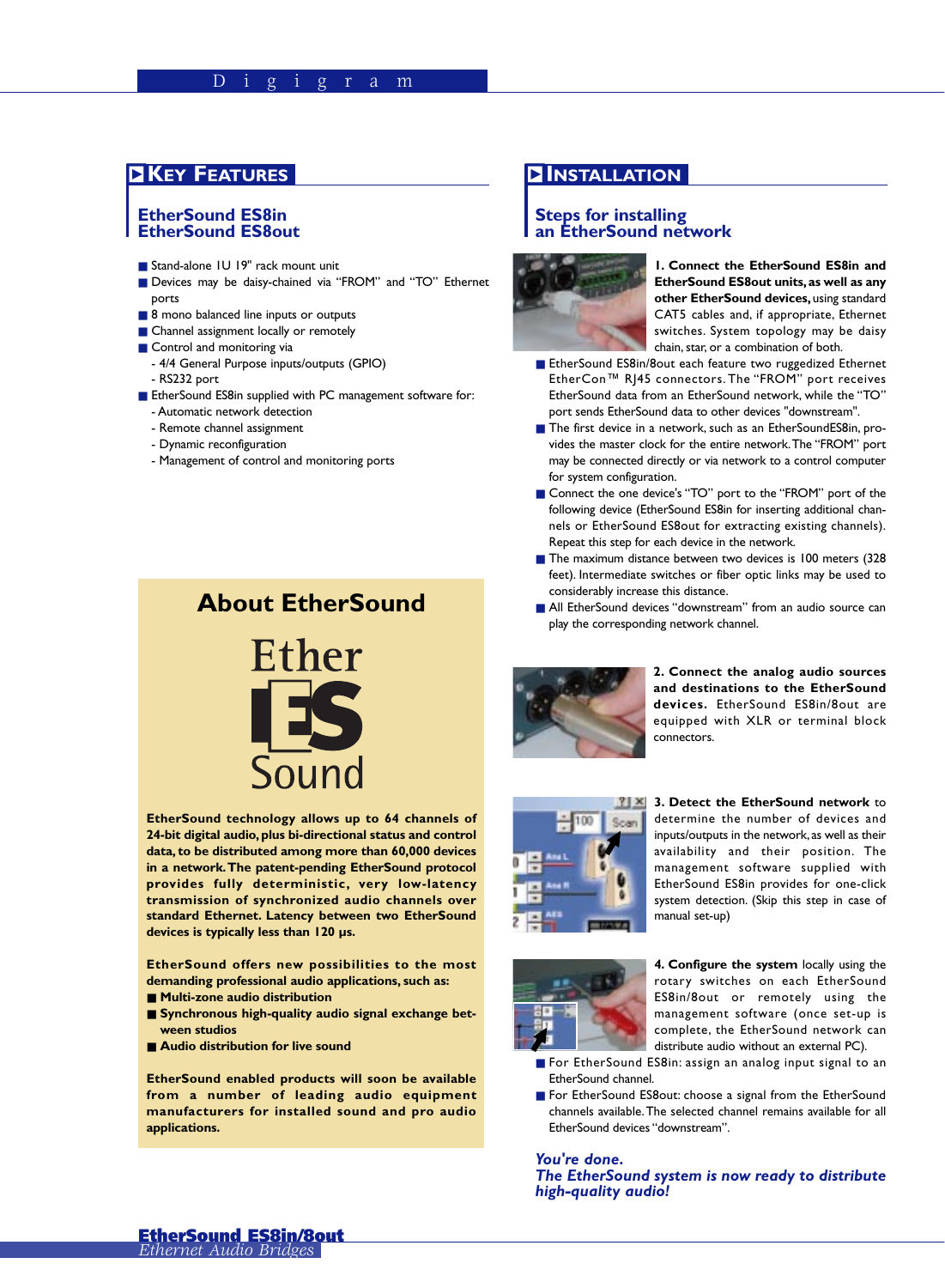## Key Features

### EtherSound ES8in
### EtherSound ES8out

- Stand-alone 1U 19" rack mount unit
- Devices may be daisy-chained via "FROM" and "TO" Ethernet ports
- 8 mono balanced line inputs or outputs
- Channel assignment locally or remotely
- Control and monitoring via
  - 4/4 General Purpose inputs/outputs (GPIO)
  - RS232 port
- EtherSound ES8in supplied with PC management software for:
  - Automatic network detection
  - Remote channel assignment
  - Dynamic reconfiguration
  - Management of control and monitoring ports

## About EtherSound

**EtherSound technology allows up to 64 channels of 24-bit digital audio, plus bi-directional status and control data, to be distributed among more than 60,000 devices in a network. The patent-pending EtherSound protocol provides fully deterministic, very low-latency transmission of synchronized audio channels over standard Ethernet. Latency between two EtherSound devices is typically less than 120 µs.**

**EtherSound offers new possibilities to the most demanding professional audio applications, such as:**

- **Multi-zone audio distribution**
- **Synchronous high-quality audio signal exchange between studios**
- **Audio distribution for live sound**

**EtherSound enabled products will soon be available from a number of leading audio equipment manufacturers for installed sound and pro audio applications.**

## Installation

### Steps for installing an EtherSound network

**1. Connect the EtherSound ES8in and EtherSound ES8out units, as well as any other EtherSound devices,** using standard CAT5 cables and, if appropriate, Ethernet switches. System topology may be daisy chain, star, or a combination of both.

- EtherSound ES8in/8out each feature two ruggedized Ethernet EtherCon™ RJ45 connectors. The "FROM" port receives EtherSound data from an EtherSound network, while the "TO" port sends EtherSound data to other devices "downstream".
- The first device in a network, such as an EtherSoundES8in, provides the master clock for the entire network. The "FROM" port may be connected directly or via network to a control computer for system configuration.
- Connect the one device's "TO" port to the "FROM" port of the following device (EtherSound ES8in for inserting additional channels or EtherSound ES8out for extracting existing channels). Repeat this step for each device in the network.
- The maximum distance between two devices is 100 meters (328 feet). Intermediate switches or fiber optic links may be used to considerably increase this distance.
- All EtherSound devices "downstream" from an audio source can play the corresponding network channel.

**2. Connect the analog audio sources and destinations to the EtherSound devices.** EtherSound ES8in/8out are equipped with XLR or terminal block connectors.

**3. Detect the EtherSound network** to determine the number of devices and inputs/outputs in the network, as well as their availability and their position. The management software supplied with EtherSound ES8in provides for one-click system detection. (Skip this step in case of manual set-up)

**4. Configure the system** locally using the rotary switches on each EtherSound ES8in/8out or remotely using the management software (once set-up is complete, the EtherSound network can distribute audio without an external PC).

- For EtherSound ES8in: assign an analog input signal to an EtherSound channel.
- For EtherSound ES8out: choose a signal from the EtherSound channels available. The selected channel remains available for all EtherSound devices "downstream".

***You're done.***
***The EtherSound system is now ready to distribute high-quality audio!***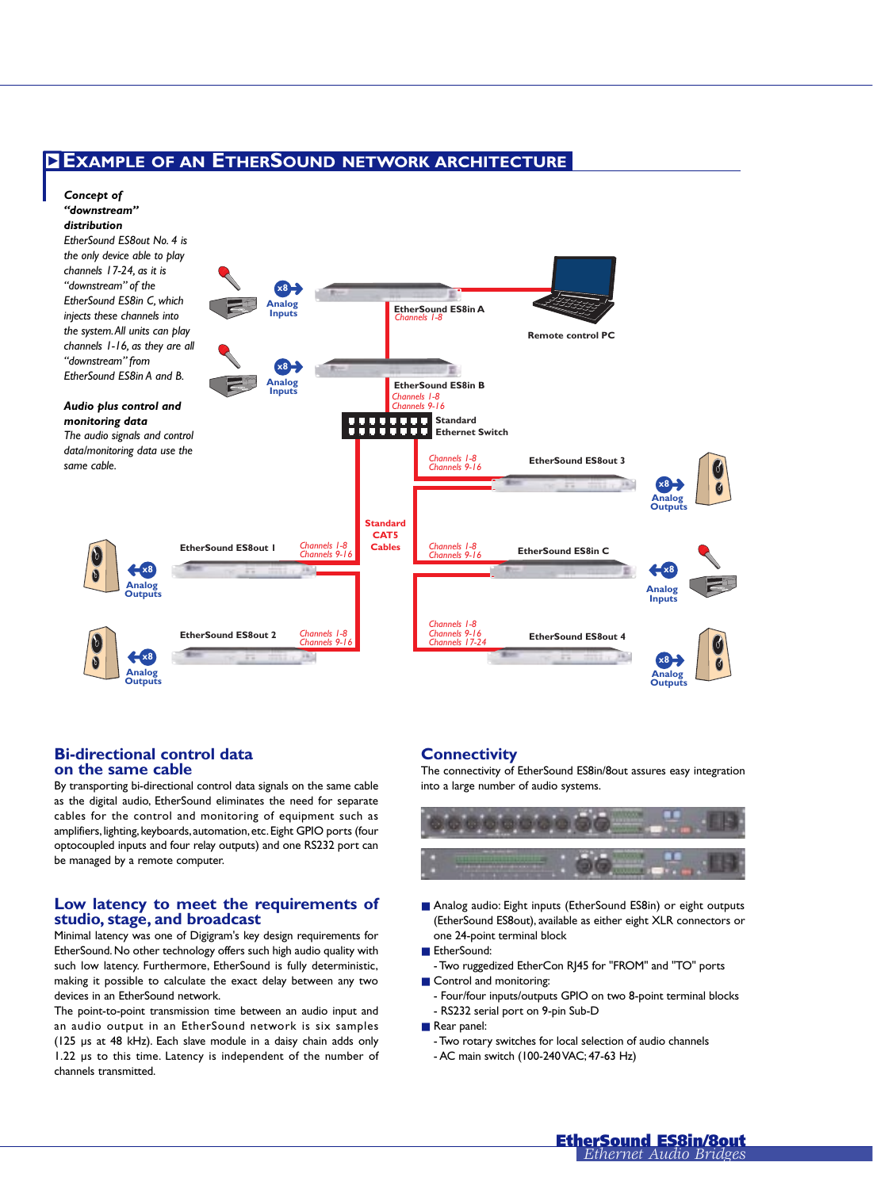## Example of an EtherSound network architecture

***Concept of "downstream" distribution***

*EtherSound ES8out No. 4 is the only device able to play channels 17-24, as it is "downstream" of the EtherSound ES8in C, which injects these channels into the system. All units can play channels 1-16, as they are all "downstream" from EtherSound ES8in A and B.*

***Audio plus control and monitoring data***

*The audio signals and control data/monitoring data use the same cable.*

EtherSound ES8in A
*Channels 1-8*

Remote control PC

EtherSound ES8in B
*Channels 1-8*
*Channels 9-16*

Standard Ethernet Switch

x8 Analog Inputs

x8 Analog Outputs

Standard CAT5 Cables

EtherSound ES8out 1
*Channels 1-8*
*Channels 9-16*

EtherSound ES8out 2
*Channels 1-8*
*Channels 9-16*

EtherSound ES8out 3
*Channels 1-8*
*Channels 9-16*

EtherSound ES8in C
*Channels 1-8*
*Channels 9-16*

EtherSound ES8out 4
*Channels 1-8*
*Channels 9-16*
*Channels 17-24*

## Bi-directional control data on the same cable

By transporting bi-directional control data signals on the same cable as the digital audio, EtherSound eliminates the need for separate cables for the control and monitoring of equipment such as amplifiers, lighting, keyboards, automation, etc. Eight GPIO ports (four optocoupled inputs and four relay outputs) and one RS232 port can be managed by a remote computer.

## Low latency to meet the requirements of studio, stage, and broadcast

Minimal latency was one of Digigram's key design requirements for EtherSound. No other technology offers such high audio quality with such low latency. Furthermore, EtherSound is fully deterministic, making it possible to calculate the exact delay between any two devices in an EtherSound network.

The point-to-point transmission time between an audio input and an audio output in an EtherSound network is six samples (125 µs at 48 kHz). Each slave module in a daisy chain adds only 1.22 µs to this time. Latency is independent of the number of channels transmitted.

## Connectivity

The connectivity of EtherSound ES8in/8out assures easy integration into a large number of audio systems.

- Analog audio: Eight inputs (EtherSound ES8in) or eight outputs (EtherSound ES8out), available as either eight XLR connectors or one 24-point terminal block
- EtherSound:
  - Two ruggedized EtherCon RJ45 for "FROM" and "TO" ports
- Control and monitoring:
  - Four/four inputs/outputs GPIO on two 8-point terminal blocks
  - RS232 serial port on 9-pin Sub-D
- Rear panel:
  - Two rotary switches for local selection of audio channels
  - AC main switch (100-240 VAC; 47-63 Hz)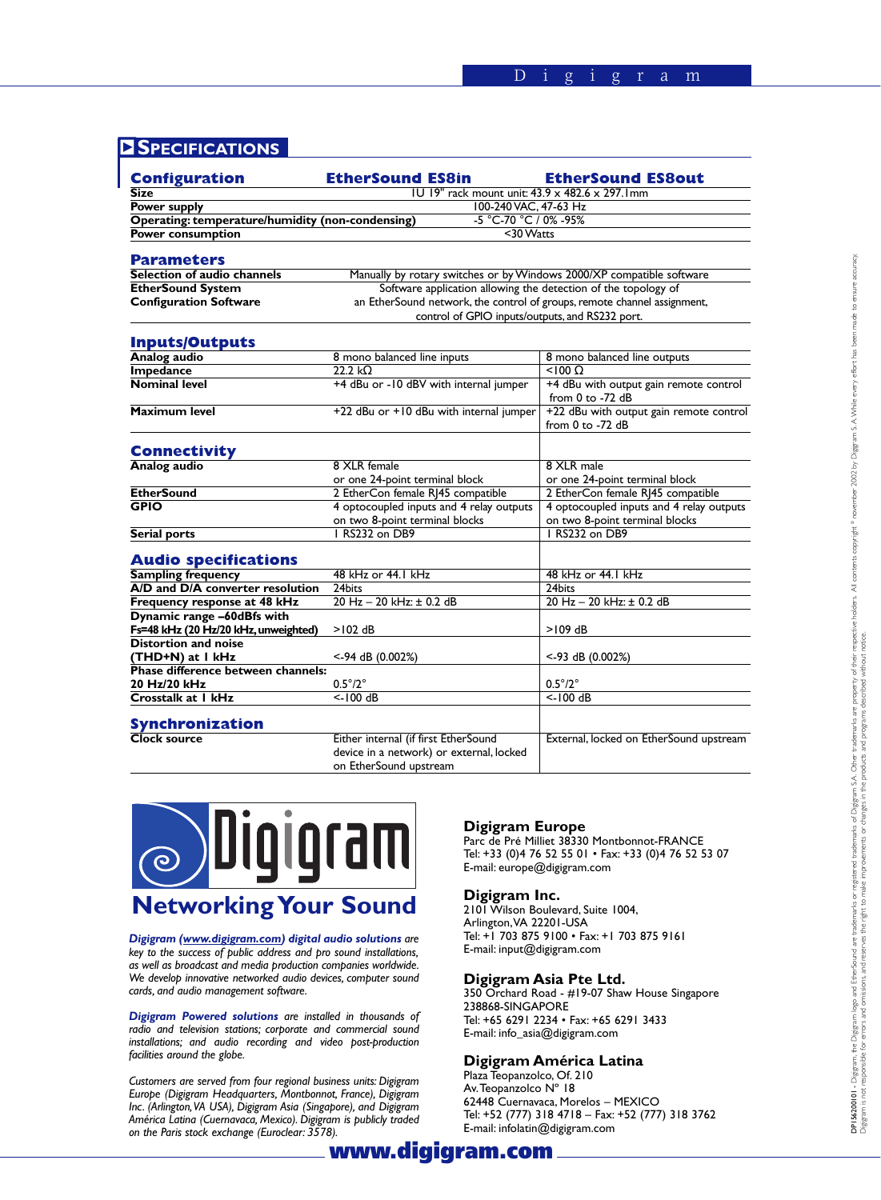## Specifications

| Configuration | EtherSound ES8in | EtherSound ES8out |
|---|---|---|
| **Size** | 1U 19" rack mount unit: 43.9 x 482.6 x 297.1mm | |
| **Power supply** | 100-240 VAC, 47-63 Hz | |
| **Operating: temperature/humidity (non-condensing)** | -5 °C-70 °C / 0% -95% | |
| **Power consumption** | <30 Watts | |

### Parameters

| | | |
|---|---|---|
| **Selection of audio channels** | Manually by rotary switches or by Windows 2000/XP compatible software | |
| **EtherSound System Configuration Software** | Software application allowing the detection of the topology of an EtherSound network, the control of groups, remote channel assignment, control of GPIO inputs/outputs, and RS232 port. | |

### Inputs/Outputs

| | | |
|---|---|---|
| **Analog audio** | 8 mono balanced line inputs | 8 mono balanced line outputs |
| **Impedance** | 22.2 kΩ | <100 Ω |
| **Nominal level** | +4 dBu or -10 dBV with internal jumper | +4 dBu with output gain remote control from 0 to -72 dB |
| **Maximum level** | +22 dBu or +10 dBu with internal jumper | +22 dBu with output gain remote control from 0 to -72 dB |

### Connectivity

| | | |
|---|---|---|
| **Analog audio** | 8 XLR female or one 24-point terminal block | 8 XLR male or one 24-point terminal block |
| **EtherSound** | 2 EtherCon female RJ45 compatible | 2 EtherCon female RJ45 compatible |
| **GPIO** | 4 optocoupled inputs and 4 relay outputs on two 8-point terminal blocks | 4 optocoupled inputs and 4 relay outputs on two 8-point terminal blocks |
| **Serial ports** | 1 RS232 on DB9 | 1 RS232 on DB9 |

### Audio specifications

| | | |
|---|---|---|
| **Sampling frequency** | 48 kHz or 44.1 kHz | 48 kHz or 44.1 kHz |
| **A/D and D/A converter resolution** | 24bits | 24bits |
| **Frequency response at 48 kHz** | 20 Hz – 20 kHz: ± 0.2 dB | 20 Hz – 20 kHz: ± 0.2 dB |
| **Dynamic range –60dBfs with Fs=48 kHz (20 Hz/20 kHz, unweighted)** | >102 dB | >109 dB |
| **Distortion and noise (THD+N) at 1 kHz** | <-94 dB (0.002%) | <-93 dB (0.002%) |
| **Phase difference between channels: 20 Hz/20 kHz** | 0.5°/2° | 0.5°/2° |
| **Crosstalk at 1 kHz** | <-100 dB | <-100 dB |

### Synchronization

| | | |
|---|---|---|
| **Clock source** | Either internal (if first EtherSound device in a network) or external, locked on EtherSound upstream | External, locked on EtherSound upstream |

**Digigram**

## Networking Your Sound

*Digigram (www.digigram.com) digital audio solutions are key to the success of public address and pro sound installations, as well as broadcast and media production companies worldwide. We develop innovative networked audio devices, computer sound cards, and audio management software.*

*Digigram Powered solutions are installed in thousands of radio and television stations; corporate and commercial sound installations; and audio recording and video post-production facilities around the globe.*

*Customers are served from four regional business units: Digigram Europe (Digigram Headquarters, Montbonnot, France), Digigram Inc. (Arlington, VA USA), Digigram Asia (Singapore), and Digigram América Latina (Cuernavaca, Mexico). Digigram is publicly traded on the Paris stock exchange (Euroclear: 3578).*

### Digigram Europe
Parc de Pré Milliet 38330 Montbonnot-FRANCE
Tel: +33 (0)4 76 52 55 01 • Fax: +33 (0)4 76 52 53 07
E-mail: europe@digigram.com

### Digigram Inc.
2101 Wilson Boulevard, Suite 1004,
Arlington, VA 22201-USA
Tel: +1 703 875 9100 • Fax: +1 703 875 9161
E-mail: input@digigram.com

### Digigram Asia Pte Ltd.
350 Orchard Road - #19-07 Shaw House Singapore
238868-SINGAPORE
Tel: +65 6291 2234 • Fax: +65 6291 3433
E-mail: info_asia@digigram.com

### Digigram América Latina
Plaza Teopanzolco, Of. 210
Av. Teopanzolco Nº 18
62448 Cuernavaca, Morelos – MEXICO
Tel: +52 (777) 318 4718 – Fax: +52 (777) 318 3762
E-mail: infolatin@digigram.com

**www.digigram.com**

DP1S6200101 - Digigram, the Digigram logo and EtherSound are trademarks or registered trademarks of Digigram S.A. Other trademarks are property of their respective holders. All contents copyright © november 2002 by Digigram S.A. While every effort has been made to ensure accuracy, Digigram is not responsible for errors and omissions, and reserves the right to make improvements or changes in the products and programs described without notice.